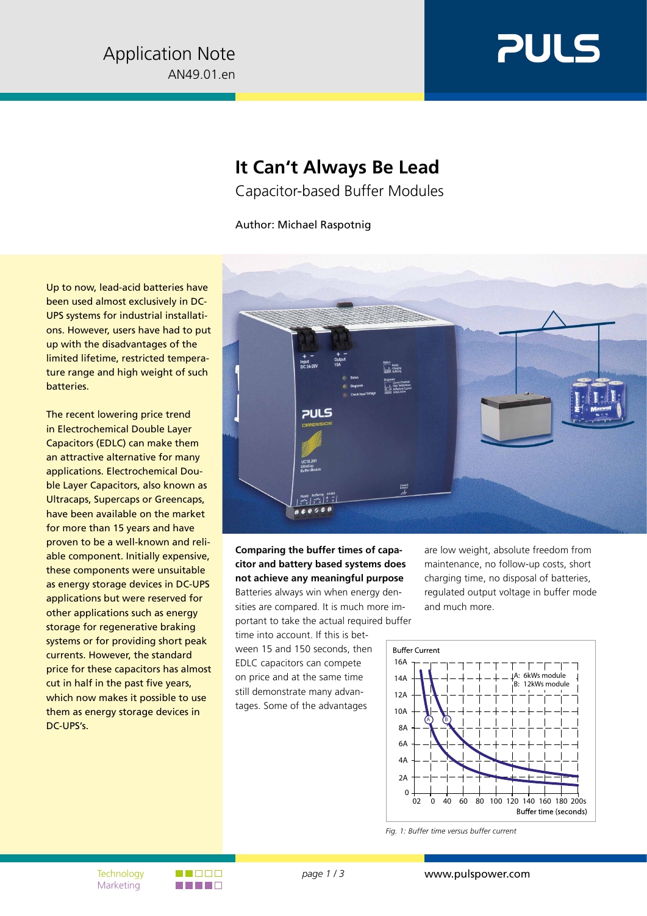Application Note
AN49.01.en

# It Can't Always Be Lead

## Capacitor-based Buffer Modules

Author: Michael Raspotnig

Up to now, lead-acid batteries have been used almost exclusively in DC-UPS systems for industrial installations. However, users have had to put up with the disadvantages of the limited lifetime, restricted temperature range and high weight of such batteries.

The recent lowering price trend in Electrochemical Double Layer Capacitors (EDLC) can make them an attractive alternative for many applications. Electrochemical Double Layer Capacitors, also known as Ultracaps, Supercaps or Greencaps, have been available on the market for more than 15 years and have proven to be a well-known and reliable component. Initially expensive, these components were unsuitable as energy storage devices in DC-UPS applications but were reserved for other applications such as energy storage for regenerative braking systems or for providing short peak currents. However, the standard price for these capacitors has almost cut in half in the past five years, which now makes it possible to use them as energy storage devices in DC-UPS's.

**Comparing the buffer times of capacitor and battery based systems does not achieve any meaningful purpose**
Batteries always win when energy densities are compared. It is much more important to take the actual required buffer time into account. If this is between 15 and 150 seconds, then EDLC capacitors can compete on price and at the same time still demonstrate many advantages. Some of the advantages are low weight, absolute freedom from maintenance, no follow-up costs, short charging time, no disposal of batteries, regulated output voltage in buffer mode and much more.

*Fig. 1: Buffer time versus buffer current*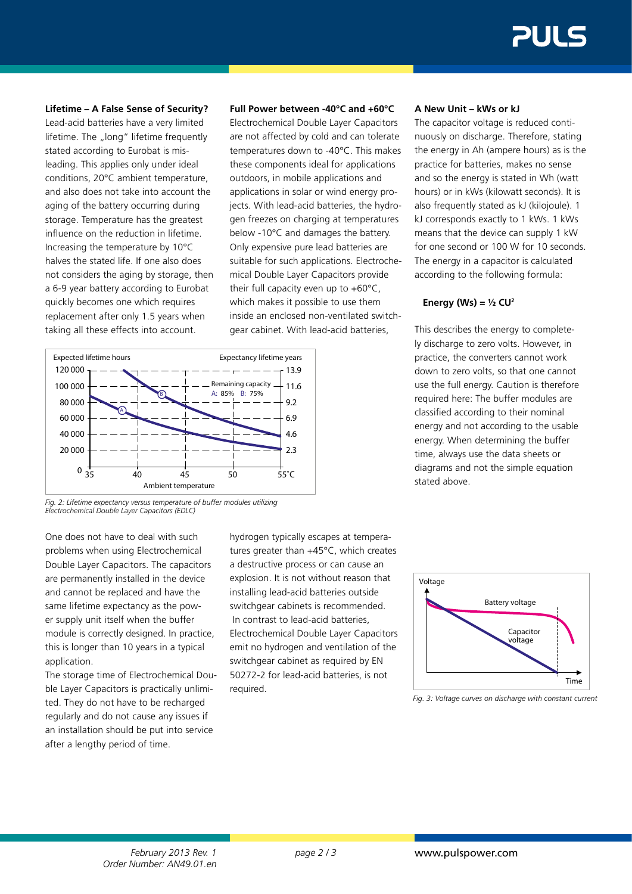**Lifetime – A False Sense of Security?**

Lead-acid batteries have a very limited lifetime. The „long" lifetime frequently stated according to Eurobat is misleading. This applies only under ideal conditions, 20°C ambient temperature, and also does not take into account the aging of the battery occurring during storage. Temperature has the greatest influence on the reduction in lifetime. Increasing the temperature by 10°C halves the stated life. If one also does not considers the aging by storage, then a 6-9 year battery according to Eurobat quickly becomes one which requires replacement after only 1.5 years when taking all these effects into account.

*Fig. 2: Lifetime expectancy versus temperature of buffer modules utilizing Electrochemical Double Layer Capacitors (EDLC)*

One does not have to deal with such problems when using Electrochemical Double Layer Capacitors. The capacitors are permanently installed in the device and cannot be replaced and have the same lifetime expectancy as the power supply unit itself when the buffer module is correctly designed. In practice, this is longer than 10 years in a typical application.

The storage time of Electrochemical Double Layer Capacitors is practically unlimited. They do not have to be recharged regularly and do not cause any issues if an installation should be put into service after a lengthy period of time.

**Full Power between -40°C and +60°C**

Electrochemical Double Layer Capacitors are not affected by cold and can tolerate temperatures down to -40°C. This makes these components ideal for applications outdoors, in mobile applications and applications in solar or wind energy projects. With lead-acid batteries, the hydrogen freezes on charging at temperatures below -10°C and damages the battery. Only expensive pure lead batteries are suitable for such applications. Electrochemical Double Layer Capacitors provide their full capacity even up to +60°C, which makes it possible to use them inside an enclosed non-ventilated switchgear cabinet. With lead-acid batteries, hydrogen typically escapes at temperatures greater than +45°C, which creates a destructive process or can cause an explosion. It is not without reason that installing lead-acid batteries outside switchgear cabinets is recommended. In contrast to lead-acid batteries, Electrochemical Double Layer Capacitors emit no hydrogen and ventilation of the switchgear cabinet as required by EN 50272-2 for lead-acid batteries, is not required.

**A New Unit – kWs or kJ**

The capacitor voltage is reduced continuously on discharge. Therefore, stating the energy in Ah (ampere hours) as is the practice for batteries, makes no sense and so the energy is stated in Wh (watt hours) or in kWs (kilowatt seconds). It is also frequently stated as kJ (kilojoule). 1 kJ corresponds exactly to 1 kWs. 1 kWs means that the device can supply 1 kW for one second or 100 W for 10 seconds. The energy in a capacitor is calculated according to the following formula:

**Energy (Ws) = $\frac{1}{2}$ CU$^2$**

This describes the energy to completely discharge to zero volts. However, in practice, the converters cannot work down to zero volts, so that one cannot use the full energy. Caution is therefore required here: The buffer modules are classified according to their nominal energy and not according to the usable energy. When determining the buffer time, always use the data sheets or diagrams and not the simple equation stated above.

*Fig. 3: Voltage curves on discharge with constant current*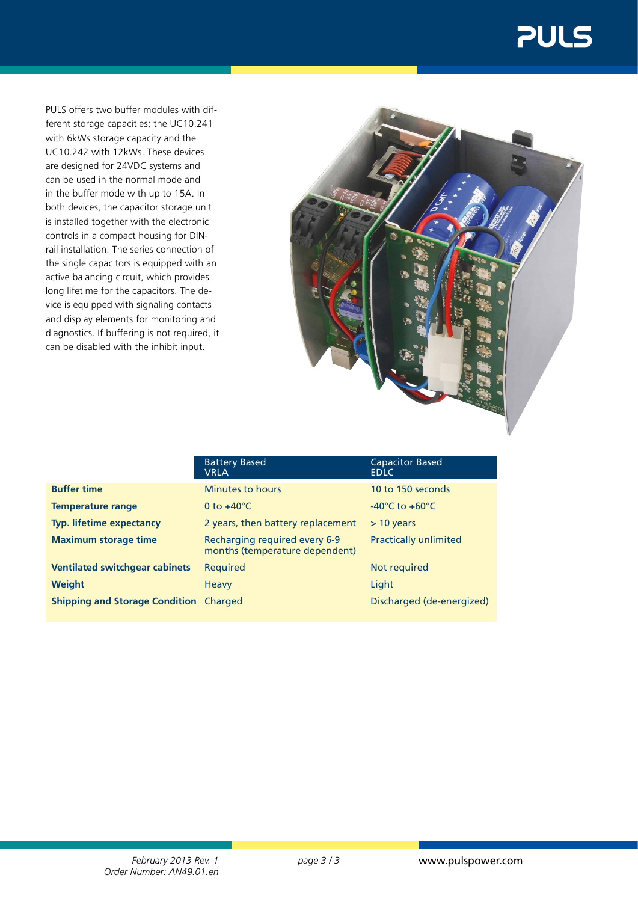PULS offers two buffer modules with different storage capacities; the UC10.241 with 6kWs storage capacity and the UC10.242 with 12kWs. These devices are designed for 24VDC systems and can be used in the normal mode and in the buffer mode with up to 15A. In both devices, the capacitor storage unit is installed together with the electronic controls in a compact housing for DIN-rail installation. The series connection of the single capacitors is equipped with an active balancing circuit, which provides long lifetime for the capacitors. The device is equipped with signaling contacts and display elements for monitoring and diagnostics. If buffering is not required, it can be disabled with the inhibit input.

| | Battery Based VRLA | Capacitor Based EDLC |
|---|---|---|
| **Buffer time** | Minutes to hours | 10 to 150 seconds |
| **Temperature range** | 0 to +40°C | -40°C to +60°C |
| **Typ. lifetime expectancy** | 2 years, then battery replacement | > 10 years |
| **Maximum storage time** | Recharging required every 6-9 months (temperature dependent) | Practically unlimited |
| **Ventilated switchgear cabinets** | Required | Not required |
| **Weight** | Heavy | Light |
| **Shipping and Storage Condition** | Charged | Discharged (de-energized) |